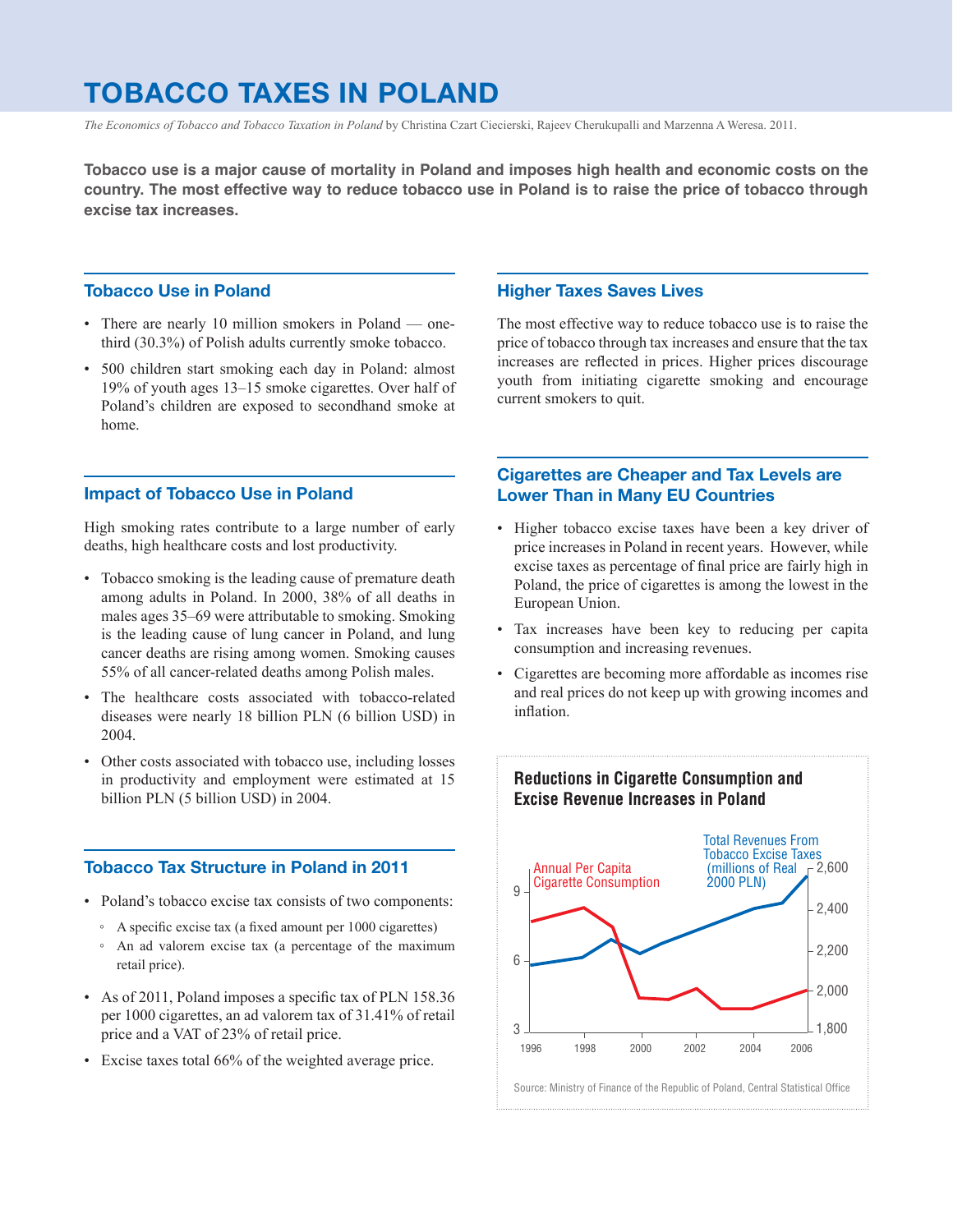# TOBACCO TAXES IN POLAND

*The Economics of Tobacco and Tobacco Taxation in Poland* by Christina Czart Ciecierski, Rajeev Cherukupalli and Marzenna A Weresa. 2011.

**Tobacco use is a major cause of mortality in Poland and imposes high health and economic costs on the country. The most effective way to reduce tobacco use in Poland is to raise the price of tobacco through excise tax increases.**

## Tobacco Use in Poland

- There are nearly 10 million smokers in Poland — one-third (30.3%) of Polish adults currently smoke tobacco.
- 500 children start smoking each day in Poland: almost 19% of youth ages 13–15 smoke cigarettes. Over half of Poland's children are exposed to secondhand smoke at home.

## Impact of Tobacco Use in Poland

High smoking rates contribute to a large number of early deaths, high healthcare costs and lost productivity.

- Tobacco smoking is the leading cause of premature death among adults in Poland. In 2000, 38% of all deaths in males ages 35–69 were attributable to smoking. Smoking is the leading cause of lung cancer in Poland, and lung cancer deaths are rising among women. Smoking causes 55% of all cancer-related deaths among Polish males.
- The healthcare costs associated with tobacco-related diseases were nearly 18 billion PLN (6 billion USD) in 2004.
- Other costs associated with tobacco use, including losses in productivity and employment were estimated at 15 billion PLN (5 billion USD) in 2004.

## Tobacco Tax Structure in Poland in 2011

- Poland's tobacco excise tax consists of two components:
  - A specific excise tax (a fixed amount per 1000 cigarettes)
  - An ad valorem excise tax (a percentage of the maximum retail price).
- As of 2011, Poland imposes a specific tax of PLN 158.36 per 1000 cigarettes, an ad valorem tax of 31.41% of retail price and a VAT of 23% of retail price.
- Excise taxes total 66% of the weighted average price.

## Higher Taxes Saves Lives

The most effective way to reduce tobacco use is to raise the price of tobacco through tax increases and ensure that the tax increases are reflected in prices. Higher prices discourage youth from initiating cigarette smoking and encourage current smokers to quit.

## Cigarettes are Cheaper and Tax Levels are Lower Than in Many EU Countries

- Higher tobacco excise taxes have been a key driver of price increases in Poland in recent years. However, while excise taxes as percentage of final price are fairly high in Poland, the price of cigarettes is among the lowest in the European Union.
- Tax increases have been key to reducing per capita consumption and increasing revenues.
- Cigarettes are becoming more affordable as incomes rise and real prices do not keep up with growing incomes and inflation.

**Reductions in Cigarette Consumption and Excise Revenue Increases in Poland**

Annual Per Capita Cigarette Consumption (left axis: 3, 6, 9) — Total Revenues From Tobacco Excise Taxes (millions of Real 2000 PLN) (right axis: 1,800, 2,000, 2,200, 2,400, 2,600) — 1996–2006

Source: Ministry of Finance of the Republic of Poland, Central Statistical Office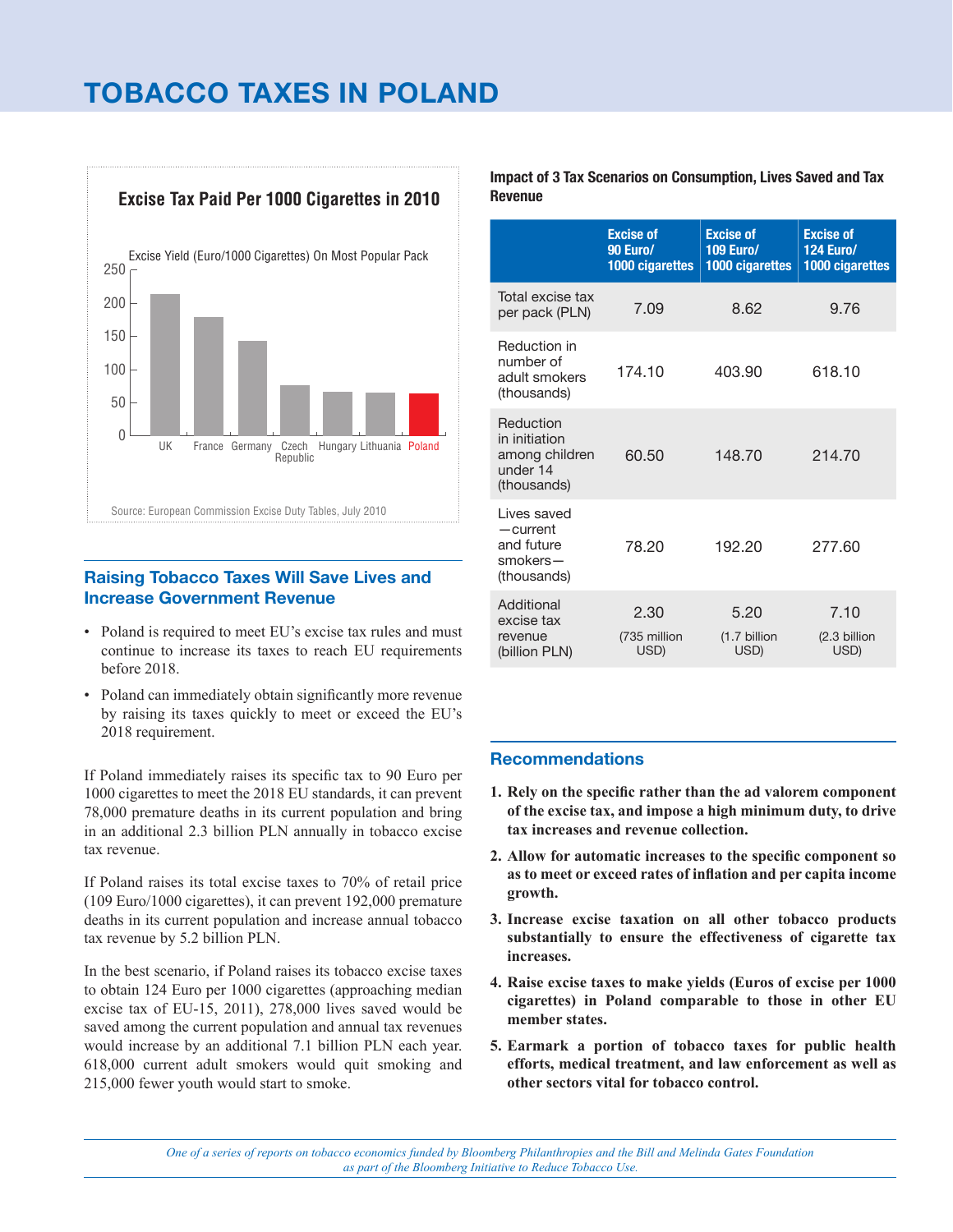# TOBACCO TAXES IN POLAND

**Excise Tax Paid Per 1000 Cigarettes in 2010**

Excise Yield (Euro/1000 Cigarettes) On Most Popular Pack

250
200
150
100
50
0

UK
France
Germany
Czech Republic
Hungary
Lithuania
Poland

Source: European Commission Excise Duty Tables, July 2010

## Raising Tobacco Taxes Will Save Lives and Increase Government Revenue

- Poland is required to meet EU's excise tax rules and must continue to increase its taxes to reach EU requirements before 2018.
- Poland can immediately obtain significantly more revenue by raising its taxes quickly to meet or exceed the EU's 2018 requirement.

If Poland immediately raises its specific tax to 90 Euro per 1000 cigarettes to meet the 2018 EU standards, it can prevent 78,000 premature deaths in its current population and bring in an additional 2.3 billion PLN annually in tobacco excise tax revenue.

If Poland raises its total excise taxes to 70% of retail price (109 Euro/1000 cigarettes), it can prevent 192,000 premature deaths in its current population and increase annual tobacco tax revenue by 5.2 billion PLN.

In the best scenario, if Poland raises its tobacco excise taxes to obtain 124 Euro per 1000 cigarettes (approaching median excise tax of EU-15, 2011), 278,000 lives saved would be saved among the current population and annual tax revenues would increase by an additional 7.1 billion PLN each year. 618,000 current adult smokers would quit smoking and 215,000 fewer youth would start to smoke.

**Impact of 3 Tax Scenarios on Consumption, Lives Saved and Tax Revenue**

| | Excise of 90 Euro/ 1000 cigarettes | Excise of 109 Euro/ 1000 cigarettes | Excise of 124 Euro/ 1000 cigarettes |
|---|---|---|---|
| Total excise tax per pack (PLN) | 7.09 | 8.62 | 9.76 |
| Reduction in number of adult smokers (thousands) | 174.10 | 403.90 | 618.10 |
| Reduction in initiation among children under 14 (thousands) | 60.50 | 148.70 | 214.70 |
| Lives saved —current and future smokers— (thousands) | 78.20 | 192.20 | 277.60 |
| Additional excise tax revenue (billion PLN) | 2.30 (735 million USD) | 5.20 (1.7 billion USD) | 7.10 (2.3 billion USD) |

## Recommendations

1. **Rely on the specific rather than the ad valorem component of the excise tax, and impose a high minimum duty, to drive tax increases and revenue collection.**
2. **Allow for automatic increases to the specific component so as to meet or exceed rates of inflation and per capita income growth.**
3. **Increase excise taxation on all other tobacco products substantially to ensure the effectiveness of cigarette tax increases.**
4. **Raise excise taxes to make yields (Euros of excise per 1000 cigarettes) in Poland comparable to those in other EU member states.**
5. **Earmark a portion of tobacco taxes for public health efforts, medical treatment, and law enforcement as well as other sectors vital for tobacco control.**

*One of a series of reports on tobacco economics funded by Bloomberg Philanthropies and the Bill and Melinda Gates Foundation as part of the Bloomberg Initiative to Reduce Tobacco Use.*